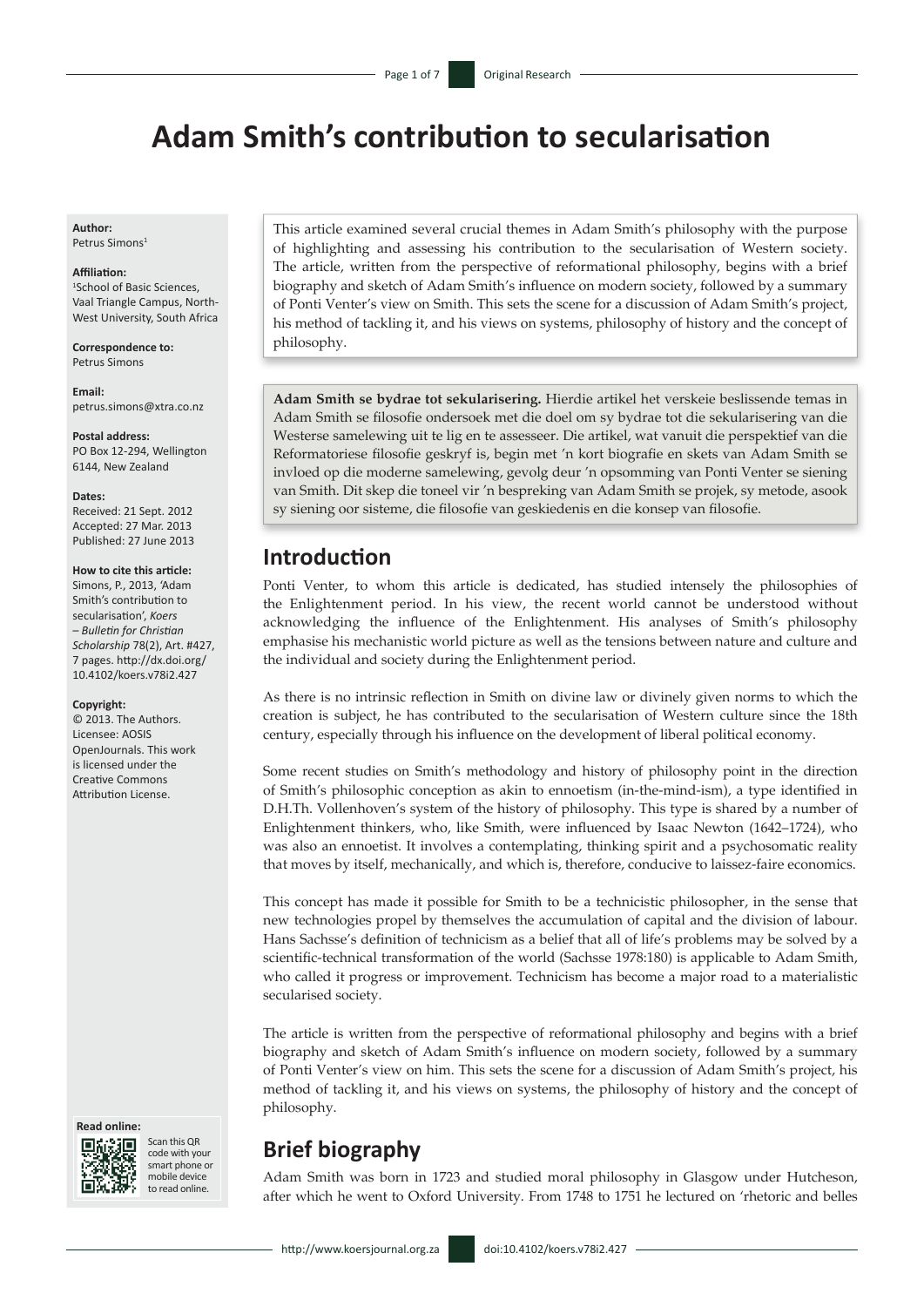# Adam Smith's contribution to secularisation

**Author:**
Petrus Simons[1]

**Affiliation:**
[1]School of Basic Sciences, Vaal Triangle Campus, North-West University, South Africa

**Correspondence to:**
Petrus Simons

**Email:**
petrus.simons@xtra.co.nz

**Postal address:**
PO Box 12-294, Wellington 6144, New Zealand

**Dates:**
Received: 21 Sept. 2012
Accepted: 27 Mar. 2013
Published: 27 June 2013

**How to cite this article:**
Simons, P., 2013, 'Adam Smith's contribution to secularisation', *Koers – Bulletin for Christian Scholarship* 78(2), Art. #427, 7 pages. http://dx.doi.org/10.4102/koers.v78i2.427

**Copyright:**
© 2013. The Authors. Licensee: AOSIS OpenJournals. This work is licensed under the Creative Commons Attribution License.

**Read online:**
Scan this QR code with your smart phone or mobile device to read online.

This article examined several crucial themes in Adam Smith's philosophy with the purpose of highlighting and assessing his contribution to the secularisation of Western society. The article, written from the perspective of reformational philosophy, begins with a brief biography and sketch of Adam Smith's influence on modern society, followed by a summary of Ponti Venter's view on Smith. This sets the scene for a discussion of Adam Smith's project, his method of tackling it, and his views on systems, philosophy of history and the concept of philosophy.

**Adam Smith se bydrae tot sekularisering.** Hierdie artikel het verskeie beslissende temas in Adam Smith se filosofie ondersoek met die doel om sy bydrae tot die sekularisering van die Westerse samelewing uit te lig en te assesseer. Die artikel, wat vanuit die perspektief van die Reformatoriese filosofie geskryf is, begin met 'n kort biografie en skets van Adam Smith se invloed op die moderne samelewing, gevolg deur 'n opsomming van Ponti Venter se siening van Smith. Dit skep die toneel vir 'n bespreking van Adam Smith se projek, sy metode, asook sy siening oor sisteme, die filosofie van geskiedenis en die konsep van filosofie.

## Introduction

Ponti Venter, to whom this article is dedicated, has studied intensely the philosophies of the Enlightenment period. In his view, the recent world cannot be understood without acknowledging the influence of the Enlightenment. His analyses of Smith's philosophy emphasise his mechanistic world picture as well as the tensions between nature and culture and the individual and society during the Enlightenment period.

As there is no intrinsic reflection in Smith on divine law or divinely given norms to which the creation is subject, he has contributed to the secularisation of Western culture since the 18th century, especially through his influence on the development of liberal political economy.

Some recent studies on Smith's methodology and history of philosophy point in the direction of Smith's philosophic conception as akin to ennoetism (in-the-mind-ism), a type identified in D.H.Th. Vollenhoven's system of the history of philosophy. This type is shared by a number of Enlightenment thinkers, who, like Smith, were influenced by Isaac Newton (1642–1724), who was also an ennoetist. It involves a contemplating, thinking spirit and a psychosomatic reality that moves by itself, mechanically, and which is, therefore, conducive to laissez-faire economics.

This concept has made it possible for Smith to be a technicistic philosopher, in the sense that new technologies propel by themselves the accumulation of capital and the division of labour. Hans Sachsse's definition of technicism as a belief that all of life's problems may be solved by a scientific-technical transformation of the world (Sachsse 1978:180) is applicable to Adam Smith, who called it progress or improvement. Technicism has become a major road to a materialistic secularised society.

The article is written from the perspective of reformational philosophy and begins with a brief biography and sketch of Adam Smith's influence on modern society, followed by a summary of Ponti Venter's view on him. This sets the scene for a discussion of Adam Smith's project, his method of tackling it, and his views on systems, the philosophy of history and the concept of philosophy.

## Brief biography

Adam Smith was born in 1723 and studied moral philosophy in Glasgow under Hutcheson, after which he went to Oxford University. From 1748 to 1751 he lectured on 'rhetoric and belles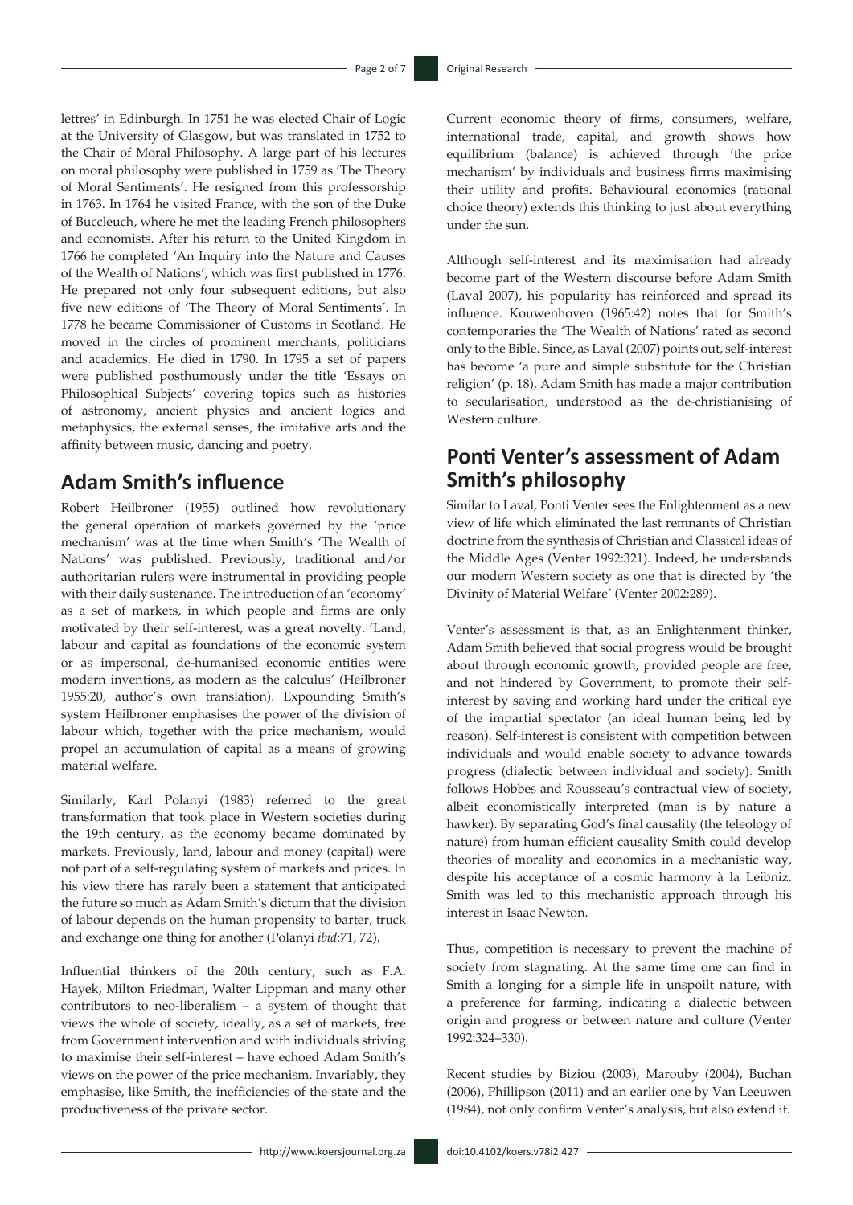lettres' in Edinburgh. In 1751 he was elected Chair of Logic at the University of Glasgow, but was translated in 1752 to the Chair of Moral Philosophy. A large part of his lectures on moral philosophy were published in 1759 as 'The Theory of Moral Sentiments'. He resigned from this professorship in 1763. In 1764 he visited France, with the son of the Duke of Buccleuch, where he met the leading French philosophers and economists. After his return to the United Kingdom in 1766 he completed 'An Inquiry into the Nature and Causes of the Wealth of Nations', which was first published in 1776. He prepared not only four subsequent editions, but also five new editions of 'The Theory of Moral Sentiments'. In 1778 he became Commissioner of Customs in Scotland. He moved in the circles of prominent merchants, politicians and academics. He died in 1790. In 1795 a set of papers were published posthumously under the title 'Essays on Philosophical Subjects' covering topics such as histories of astronomy, ancient physics and ancient logics and metaphysics, the external senses, the imitative arts and the affinity between music, dancing and poetry.

## Adam Smith's influence

Robert Heilbroner (1955) outlined how revolutionary the general operation of markets governed by the 'price mechanism' was at the time when Smith's 'The Wealth of Nations' was published. Previously, traditional and/or authoritarian rulers were instrumental in providing people with their daily sustenance. The introduction of an 'economy' as a set of markets, in which people and firms are only motivated by their self-interest, was a great novelty. 'Land, labour and capital as foundations of the economic system or as impersonal, de-humanised economic entities were modern inventions, as modern as the calculus' (Heilbroner 1955:20, author's own translation). Expounding Smith's system Heilbroner emphasises the power of the division of labour which, together with the price mechanism, would propel an accumulation of capital as a means of growing material welfare.

Similarly, Karl Polanyi (1983) referred to the great transformation that took place in Western societies during the 19th century, as the economy became dominated by markets. Previously, land, labour and money (capital) were not part of a self-regulating system of markets and prices. In his view there has rarely been a statement that anticipated the future so much as Adam Smith's dictum that the division of labour depends on the human propensity to barter, truck and exchange one thing for another (Polanyi *ibid*:71, 72).

Influential thinkers of the 20th century, such as F.A. Hayek, Milton Friedman, Walter Lippman and many other contributors to neo-liberalism – a system of thought that views the whole of society, ideally, as a set of markets, free from Government intervention and with individuals striving to maximise their self-interest – have echoed Adam Smith's views on the power of the price mechanism. Invariably, they emphasise, like Smith, the inefficiencies of the state and the productiveness of the private sector.

Current economic theory of firms, consumers, welfare, international trade, capital, and growth shows how equilibrium (balance) is achieved through 'the price mechanism' by individuals and business firms maximising their utility and profits. Behavioural economics (rational choice theory) extends this thinking to just about everything under the sun.

Although self-interest and its maximisation had already become part of the Western discourse before Adam Smith (Laval 2007), his popularity has reinforced and spread its influence. Kouwenhoven (1965:42) notes that for Smith's contemporaries the 'Wealth of Nations' rated as second only to the Bible. Since, as Laval (2007) points out, self-interest has become 'a pure and simple substitute for the Christian religion' (p. 18), Adam Smith has made a major contribution to secularisation, understood as the de-christianising of Western culture.

## Ponti Venter's assessment of Adam Smith's philosophy

Similar to Laval, Ponti Venter sees the Enlightenment as a new view of life which eliminated the last remnants of Christian doctrine from the synthesis of Christian and Classical ideas of the Middle Ages (Venter 1992:321). Indeed, he understands our modern Western society as one that is directed by 'the Divinity of Material Welfare' (Venter 2002:289).

Venter's assessment is that, as an Enlightenment thinker, Adam Smith believed that social progress would be brought about through economic growth, provided people are free, and not hindered by Government, to promote their self-interest by saving and working hard under the critical eye of the impartial spectator (an ideal human being led by reason). Self-interest is consistent with competition between individuals and would enable society to advance towards progress (dialectic between individual and society). Smith follows Hobbes and Rousseau's contractual view of society, albeit economistically interpreted (man is by nature a hawker). By separating God's final causality (the teleology of nature) from human efficient causality Smith could develop theories of morality and economics in a mechanistic way, despite his acceptance of a cosmic harmony à la Leibniz. Smith was led to this mechanistic approach through his interest in Isaac Newton.

Thus, competition is necessary to prevent the machine of society from stagnating. At the same time one can find in Smith a longing for a simple life in unspoilt nature, with a preference for farming, indicating a dialectic between origin and progress or between nature and culture (Venter 1992:324–330).

Recent studies by Biziou (2003), Marouby (2004), Buchan (2006), Phillipson (2011) and an earlier one by Van Leeuwen (1984), not only confirm Venter's analysis, but also extend it.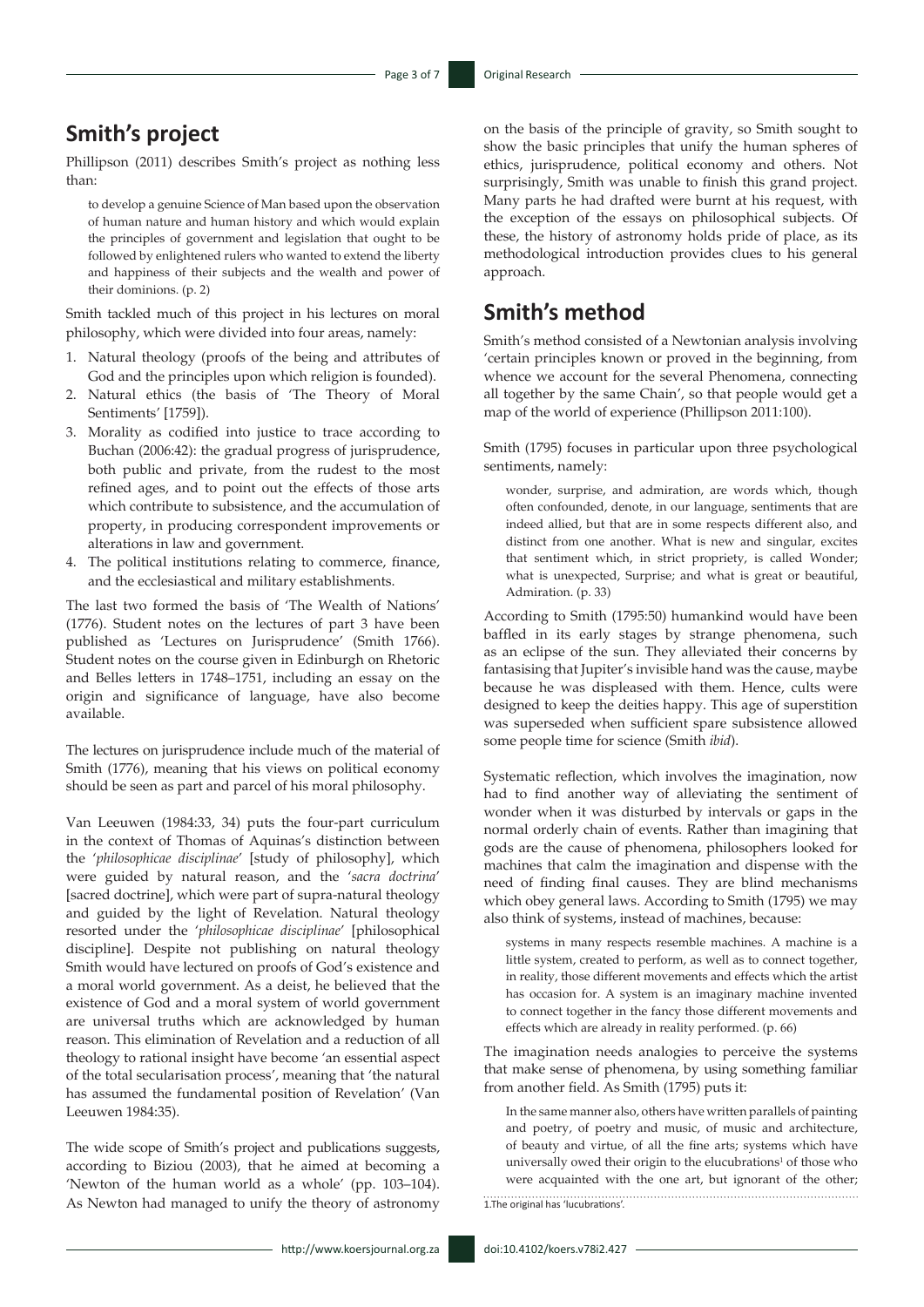## Smith's project

Phillipson (2011) describes Smith's project as nothing less than:

> to develop a genuine Science of Man based upon the observation of human nature and human history and which would explain the principles of government and legislation that ought to be followed by enlightened rulers who wanted to extend the liberty and happiness of their subjects and the wealth and power of their dominions. (p. 2)

Smith tackled much of this project in his lectures on moral philosophy, which were divided into four areas, namely:

1. Natural theology (proofs of the being and attributes of God and the principles upon which religion is founded).
2. Natural ethics (the basis of 'The Theory of Moral Sentiments' [1759]).
3. Morality as codified into justice to trace according to Buchan (2006:42): the gradual progress of jurisprudence, both public and private, from the rudest to the most refined ages, and to point out the effects of those arts which contribute to subsistence, and the accumulation of property, in producing correspondent improvements or alterations in law and government.
4. The political institutions relating to commerce, finance, and the ecclesiastical and military establishments.

The last two formed the basis of 'The Wealth of Nations' (1776). Student notes on the lectures of part 3 have been published as 'Lectures on Jurisprudence' (Smith 1766). Student notes on the course given in Edinburgh on Rhetoric and Belles letters in 1748–1751, including an essay on the origin and significance of language, have also become available.

The lectures on jurisprudence include much of the material of Smith (1776), meaning that his views on political economy should be seen as part and parcel of his moral philosophy.

Van Leeuwen (1984:33, 34) puts the four-part curriculum in the context of Thomas of Aquinas's distinction between the '*philosophicae disciplinae*' [study of philosophy], which were guided by natural reason, and the '*sacra doctrina*' [sacred doctrine], which were part of supra-natural theology and guided by the light of Revelation. Natural theology resorted under the '*philosophicae disciplinae*' [philosophical discipline]. Despite not publishing on natural theology Smith would have lectured on proofs of God's existence and a moral world government. As a deist, he believed that the existence of God and a moral system of world government are universal truths which are acknowledged by human reason. This elimination of Revelation and a reduction of all theology to rational insight have become 'an essential aspect of the total secularisation process', meaning that 'the natural has assumed the fundamental position of Revelation' (Van Leeuwen 1984:35).

The wide scope of Smith's project and publications suggests, according to Biziou (2003), that he aimed at becoming a 'Newton of the human world as a whole' (pp. 103–104). As Newton had managed to unify the theory of astronomy on the basis of the principle of gravity, so Smith sought to show the basic principles that unify the human spheres of ethics, jurisprudence, political economy and others. Not surprisingly, Smith was unable to finish this grand project. Many parts he had drafted were burnt at his request, with the exception of the essays on philosophical subjects. Of these, the history of astronomy holds pride of place, as its methodological introduction provides clues to his general approach.

## Smith's method

Smith's method consisted of a Newtonian analysis involving 'certain principles known or proved in the beginning, from whence we account for the several Phenomena, connecting all together by the same Chain', so that people would get a map of the world of experience (Phillipson 2011:100).

Smith (1795) focuses in particular upon three psychological sentiments, namely:

> wonder, surprise, and admiration, are words which, though often confounded, denote, in our language, sentiments that are indeed allied, but that are in some respects different also, and distinct from one another. What is new and singular, excites that sentiment which, in strict propriety, is called Wonder; what is unexpected, Surprise; and what is great or beautiful, Admiration. (p. 33)

According to Smith (1795:50) humankind would have been baffled in its early stages by strange phenomena, such as an eclipse of the sun. They alleviated their concerns by fantasising that Jupiter's invisible hand was the cause, maybe because he was displeased with them. Hence, cults were designed to keep the deities happy. This age of superstition was superseded when sufficient spare subsistence allowed some people time for science (Smith *ibid*).

Systematic reflection, which involves the imagination, now had to find another way of alleviating the sentiment of wonder when it was disturbed by intervals or gaps in the normal orderly chain of events. Rather than imagining that gods are the cause of phenomena, philosophers looked for machines that calm the imagination and dispense with the need of finding final causes. They are blind mechanisms which obey general laws. According to Smith (1795) we may also think of systems, instead of machines, because:

> systems in many respects resemble machines. A machine is a little system, created to perform, as well as to connect together, in reality, those different movements and effects which the artist has occasion for. A system is an imaginary machine invented to connect together in the fancy those different movements and effects which are already in reality performed. (p. 66)

The imagination needs analogies to perceive the systems that make sense of phenomena, by using something familiar from another field. As Smith (1795) puts it:

> In the same manner also, others have written parallels of painting and poetry, of poetry and music, of music and architecture, of beauty and virtue, of all the fine arts; systems which have universally owed their origin to the elucubrations[1] of those who were acquainted with the one art, but ignorant of the other;

1. The original has 'lucubrations'.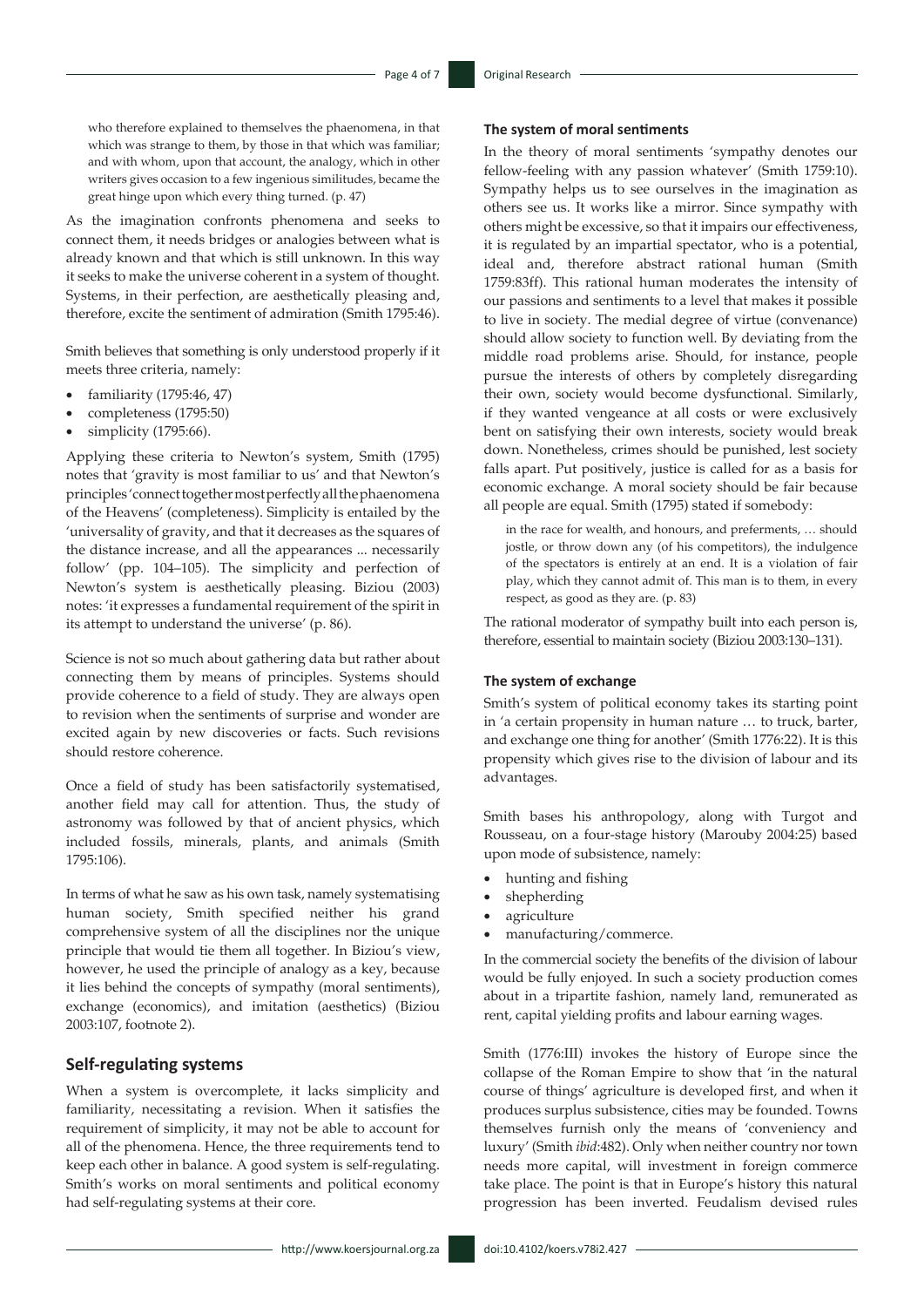who therefore explained to themselves the phaenomena, in that which was strange to them, by those in that which was familiar; and with whom, upon that account, the analogy, which in other writers gives occasion to a few ingenious similitudes, became the great hinge upon which every thing turned. (p. 47)

As the imagination confronts phenomena and seeks to connect them, it needs bridges or analogies between what is already known and that which is still unknown. In this way it seeks to make the universe coherent in a system of thought. Systems, in their perfection, are aesthetically pleasing and, therefore, excite the sentiment of admiration (Smith 1795:46).

Smith believes that something is only understood properly if it meets three criteria, namely:

- familiarity (1795:46, 47)
- completeness (1795:50)
- simplicity (1795:66).

Applying these criteria to Newton's system, Smith (1795) notes that 'gravity is most familiar to us' and that Newton's principles 'connect together most perfectly all the phaenomena of the Heavens' (completeness). Simplicity is entailed by the 'universality of gravity, and that it decreases as the squares of the distance increase, and all the appearances ... necessarily follow' (pp. 104–105). The simplicity and perfection of Newton's system is aesthetically pleasing. Biziou (2003) notes: 'it expresses a fundamental requirement of the spirit in its attempt to understand the universe' (p. 86).

Science is not so much about gathering data but rather about connecting them by means of principles. Systems should provide coherence to a field of study. They are always open to revision when the sentiments of surprise and wonder are excited again by new discoveries or facts. Such revisions should restore coherence.

Once a field of study has been satisfactorily systematised, another field may call for attention. Thus, the study of astronomy was followed by that of ancient physics, which included fossils, minerals, plants, and animals (Smith 1795:106).

In terms of what he saw as his own task, namely systematising human society, Smith specified neither his grand comprehensive system of all the disciplines nor the unique principle that would tie them all together. In Biziou's view, however, he used the principle of analogy as a key, because it lies behind the concepts of sympathy (moral sentiments), exchange (economics), and imitation (aesthetics) (Biziou 2003:107, footnote 2).

## Self-regulating systems

When a system is overcomplete, it lacks simplicity and familiarity, necessitating a revision. When it satisfies the requirement of simplicity, it may not be able to account for all of the phenomena. Hence, the three requirements tend to keep each other in balance. A good system is self-regulating. Smith's works on moral sentiments and political economy had self-regulating systems at their core.

### The system of moral sentiments

In the theory of moral sentiments 'sympathy denotes our fellow-feeling with any passion whatever' (Smith 1759:10). Sympathy helps us to see ourselves in the imagination as others see us. It works like a mirror. Since sympathy with others might be excessive, so that it impairs our effectiveness, it is regulated by an impartial spectator, who is a potential, ideal and, therefore abstract rational human (Smith 1759:83ff). This rational human moderates the intensity of our passions and sentiments to a level that makes it possible to live in society. The medial degree of virtue (convenance) should allow society to function well. By deviating from the middle road problems arise. Should, for instance, people pursue the interests of others by completely disregarding their own, society would become dysfunctional. Similarly, if they wanted vengeance at all costs or were exclusively bent on satisfying their own interests, society would break down. Nonetheless, crimes should be punished, lest society falls apart. Put positively, justice is called for as a basis for economic exchange. A moral society should be fair because all people are equal. Smith (1795) stated if somebody:

> in the race for wealth, and honours, and preferments, … should jostle, or throw down any (of his competitors), the indulgence of the spectators is entirely at an end. It is a violation of fair play, which they cannot admit of. This man is to them, in every respect, as good as they are. (p. 83)

The rational moderator of sympathy built into each person is, therefore, essential to maintain society (Biziou 2003:130–131).

### The system of exchange

Smith's system of political economy takes its starting point in 'a certain propensity in human nature … to truck, barter, and exchange one thing for another' (Smith 1776:22). It is this propensity which gives rise to the division of labour and its advantages.

Smith bases his anthropology, along with Turgot and Rousseau, on a four-stage history (Marouby 2004:25) based upon mode of subsistence, namely:

- hunting and fishing
- shepherding
- agriculture
- manufacturing/commerce.

In the commercial society the benefits of the division of labour would be fully enjoyed. In such a society production comes about in a tripartite fashion, namely land, remunerated as rent, capital yielding profits and labour earning wages.

Smith (1776:III) invokes the history of Europe since the collapse of the Roman Empire to show that 'in the natural course of things' agriculture is developed first, and when it produces surplus subsistence, cities may be founded. Towns themselves furnish only the means of 'conveniency and luxury' (Smith *ibid*:482). Only when neither country nor town needs more capital, will investment in foreign commerce take place. The point is that in Europe's history this natural progression has been inverted. Feudalism devised rules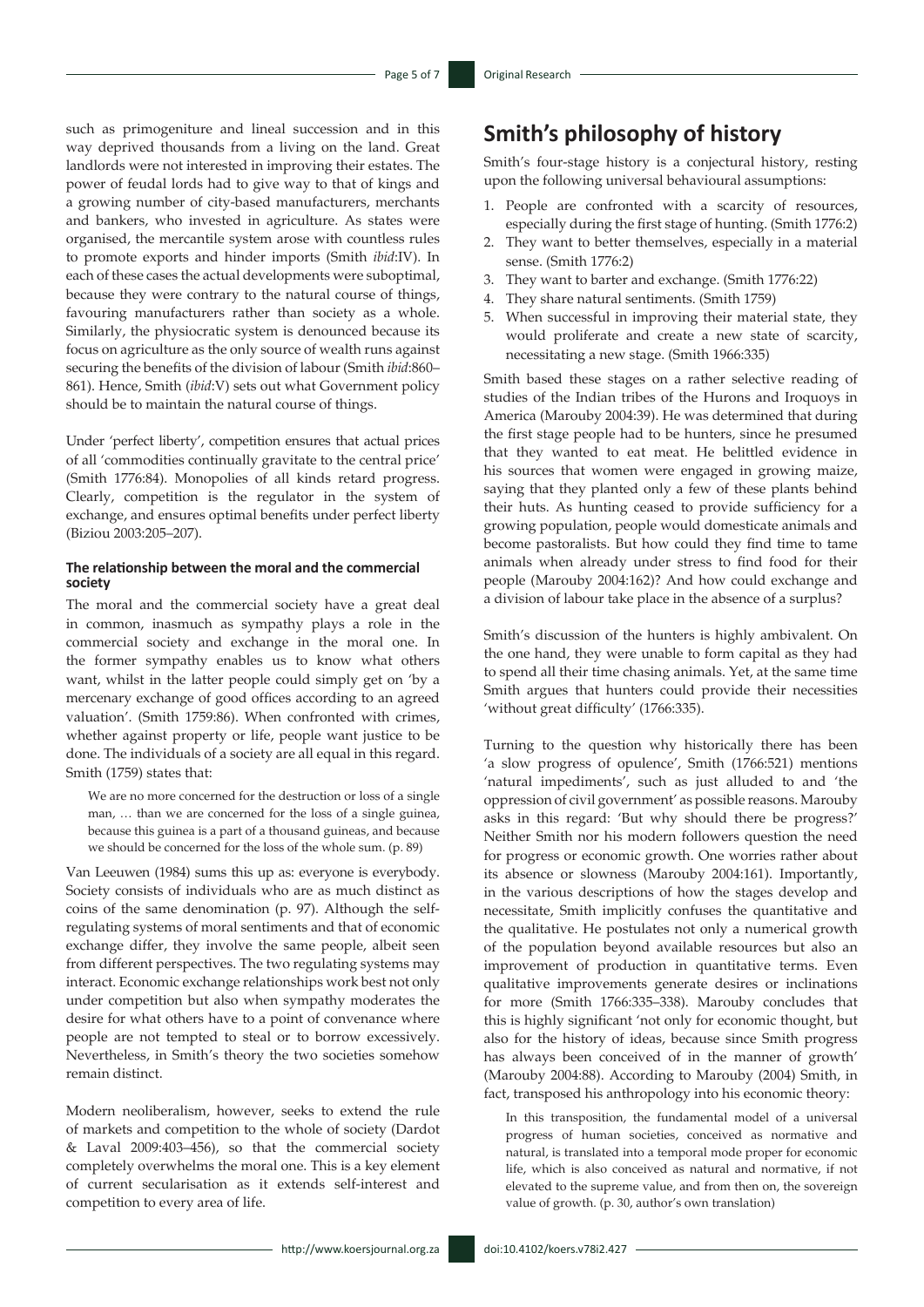such as primogeniture and lineal succession and in this way deprived thousands from a living on the land. Great landlords were not interested in improving their estates. The power of feudal lords had to give way to that of kings and a growing number of city-based manufacturers, merchants and bankers, who invested in agriculture. As states were organised, the mercantile system arose with countless rules to promote exports and hinder imports (Smith *ibid*:IV). In each of these cases the actual developments were suboptimal, because they were contrary to the natural course of things, favouring manufacturers rather than society as a whole. Similarly, the physiocratic system is denounced because its focus on agriculture as the only source of wealth runs against securing the benefits of the division of labour (Smith *ibid*:860–861). Hence, Smith (*ibid*:V) sets out what Government policy should be to maintain the natural course of things.

Under 'perfect liberty', competition ensures that actual prices of all 'commodities continually gravitate to the central price' (Smith 1776:84). Monopolies of all kinds retard progress. Clearly, competition is the regulator in the system of exchange, and ensures optimal benefits under perfect liberty (Biziou 2003:205–207).

#### The relationship between the moral and the commercial society

The moral and the commercial society have a great deal in common, inasmuch as sympathy plays a role in the commercial society and exchange in the moral one. In the former sympathy enables us to know what others want, whilst in the latter people could simply get on 'by a mercenary exchange of good offices according to an agreed valuation'. (Smith 1759:86). When confronted with crimes, whether against property or life, people want justice to be done. The individuals of a society are all equal in this regard. Smith (1759) states that:

> We are no more concerned for the destruction or loss of a single man, … than we are concerned for the loss of a single guinea, because this guinea is a part of a thousand guineas, and because we should be concerned for the loss of the whole sum. (p. 89)

Van Leeuwen (1984) sums this up as: everyone is everybody. Society consists of individuals who are as much distinct as coins of the same denomination (p. 97). Although the self-regulating systems of moral sentiments and that of economic exchange differ, they involve the same people, albeit seen from different perspectives. The two regulating systems may interact. Economic exchange relationships work best not only under competition but also when sympathy moderates the desire for what others have to a point of convenance where people are not tempted to steal or to borrow excessively. Nevertheless, in Smith's theory the two societies somehow remain distinct.

Modern neoliberalism, however, seeks to extend the rule of markets and competition to the whole of society (Dardot & Laval 2009:403–456), so that the commercial society completely overwhelms the moral one. This is a key element of current secularisation as it extends self-interest and competition to every area of life.

## Smith's philosophy of history

Smith's four-stage history is a conjectural history, resting upon the following universal behavioural assumptions:

1. People are confronted with a scarcity of resources, especially during the first stage of hunting. (Smith 1776:2)
2. They want to better themselves, especially in a material sense. (Smith 1776:2)
3. They want to barter and exchange. (Smith 1776:22)
4. They share natural sentiments. (Smith 1759)
5. When successful in improving their material state, they would proliferate and create a new state of scarcity, necessitating a new stage. (Smith 1966:335)

Smith based these stages on a rather selective reading of studies of the Indian tribes of the Hurons and Iroquoys in America (Marouby 2004:39). He was determined that during the first stage people had to be hunters, since he presumed that they wanted to eat meat. He belittled evidence in his sources that women were engaged in growing maize, saying that they planted only a few of these plants behind their huts. As hunting ceased to provide sufficiency for a growing population, people would domesticate animals and become pastoralists. But how could they find time to tame animals when already under stress to find food for their people (Marouby 2004:162)? And how could exchange and a division of labour take place in the absence of a surplus?

Smith's discussion of the hunters is highly ambivalent. On the one hand, they were unable to form capital as they had to spend all their time chasing animals. Yet, at the same time Smith argues that hunters could provide their necessities 'without great difficulty' (1766:335).

Turning to the question why historically there has been 'a slow progress of opulence', Smith (1766:521) mentions 'natural impediments', such as just alluded to and 'the oppression of civil government' as possible reasons. Marouby asks in this regard: 'But why should there be progress?' Neither Smith nor his modern followers question the need for progress or economic growth. One worries rather about its absence or slowness (Marouby 2004:161). Importantly, in the various descriptions of how the stages develop and necessitate, Smith implicitly confuses the quantitative and the qualitative. He postulates not only a numerical growth of the population beyond available resources but also an improvement of production in quantitative terms. Even qualitative improvements generate desires or inclinations for more (Smith 1766:335–338). Marouby concludes that this is highly significant 'not only for economic thought, but also for the history of ideas, because since Smith progress has always been conceived of in the manner of growth' (Marouby 2004:88). According to Marouby (2004) Smith, in fact, transposed his anthropology into his economic theory:

> In this transposition, the fundamental model of a universal progress of human societies, conceived as normative and natural, is translated into a temporal mode proper for economic life, which is also conceived as natural and normative, if not elevated to the supreme value, and from then on, the sovereign value of growth. (p. 30, author's own translation)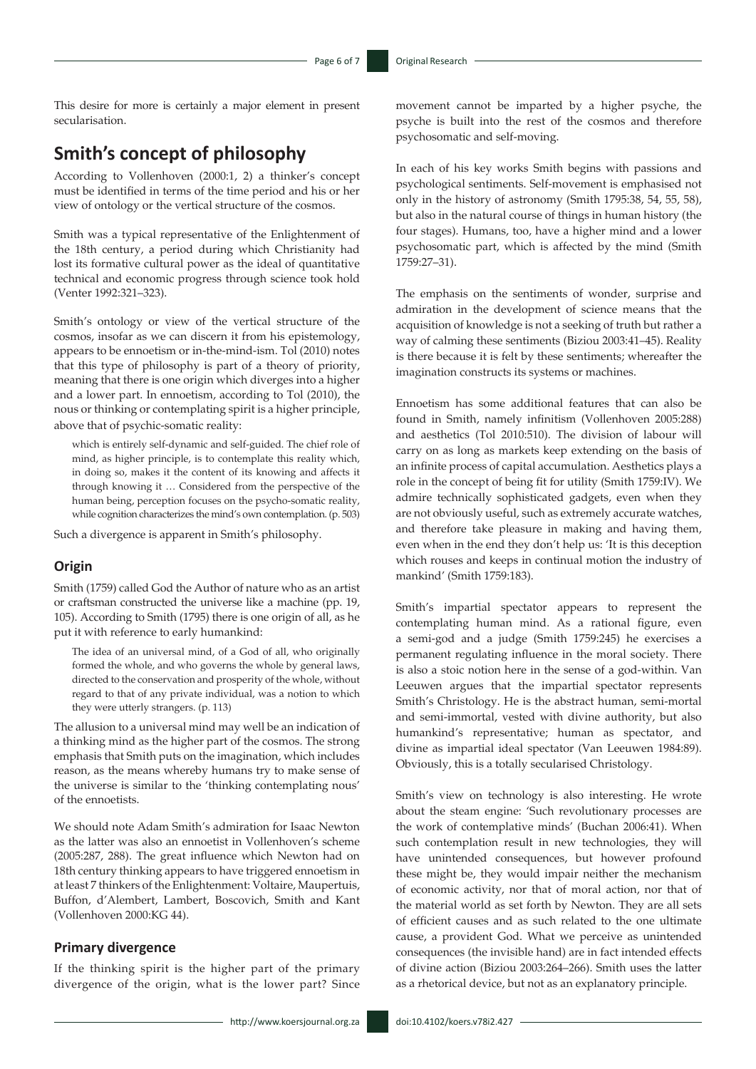This desire for more is certainly a major element in present secularisation.

## Smith's concept of philosophy

According to Vollenhoven (2000:1, 2) a thinker's concept must be identified in terms of the time period and his or her view of ontology or the vertical structure of the cosmos.

Smith was a typical representative of the Enlightenment of the 18th century, a period during which Christianity had lost its formative cultural power as the ideal of quantitative technical and economic progress through science took hold (Venter 1992:321–323).

Smith's ontology or view of the vertical structure of the cosmos, insofar as we can discern it from his epistemology, appears to be ennoetism or in-the-mind-ism. Tol (2010) notes that this type of philosophy is part of a theory of priority, meaning that there is one origin which diverges into a higher and a lower part. In ennoetism, according to Tol (2010), the nous or thinking or contemplating spirit is a higher principle, above that of psychic-somatic reality:

> which is entirely self-dynamic and self-guided. The chief role of mind, as higher principle, is to contemplate this reality which, in doing so, makes it the content of its knowing and affects it through knowing it … Considered from the perspective of the human being, perception focuses on the psycho-somatic reality, while cognition characterizes the mind's own contemplation. (p. 503)

Such a divergence is apparent in Smith's philosophy.

### Origin

Smith (1759) called God the Author of nature who as an artist or craftsman constructed the universe like a machine (pp. 19, 105). According to Smith (1795) there is one origin of all, as he put it with reference to early humankind:

> The idea of an universal mind, of a God of all, who originally formed the whole, and who governs the whole by general laws, directed to the conservation and prosperity of the whole, without regard to that of any private individual, was a notion to which they were utterly strangers. (p. 113)

The allusion to a universal mind may well be an indication of a thinking mind as the higher part of the cosmos. The strong emphasis that Smith puts on the imagination, which includes reason, as the means whereby humans try to make sense of the universe is similar to the 'thinking contemplating nous' of the ennoetists.

We should note Adam Smith's admiration for Isaac Newton as the latter was also an ennoetist in Vollenhoven's scheme (2005:287, 288). The great influence which Newton had on 18th century thinking appears to have triggered ennoetism in at least 7 thinkers of the Enlightenment: Voltaire, Maupertuis, Buffon, d'Alembert, Lambert, Boscovich, Smith and Kant (Vollenhoven 2000:KG 44).

### Primary divergence

If the thinking spirit is the higher part of the primary divergence of the origin, what is the lower part? Since movement cannot be imparted by a higher psyche, the psyche is built into the rest of the cosmos and therefore psychosomatic and self-moving.

In each of his key works Smith begins with passions and psychological sentiments. Self-movement is emphasised not only in the history of astronomy (Smith 1795:38, 54, 55, 58), but also in the natural course of things in human history (the four stages). Humans, too, have a higher mind and a lower psychosomatic part, which is affected by the mind (Smith 1759:27–31).

The emphasis on the sentiments of wonder, surprise and admiration in the development of science means that the acquisition of knowledge is not a seeking of truth but rather a way of calming these sentiments (Biziou 2003:41–45). Reality is there because it is felt by these sentiments; whereafter the imagination constructs its systems or machines.

Ennoetism has some additional features that can also be found in Smith, namely infinitism (Vollenhoven 2005:288) and aesthetics (Tol 2010:510). The division of labour will carry on as long as markets keep extending on the basis of an infinite process of capital accumulation. Aesthetics plays a role in the concept of being fit for utility (Smith 1759:IV). We admire technically sophisticated gadgets, even when they are not obviously useful, such as extremely accurate watches, and therefore take pleasure in making and having them, even when in the end they don't help us: 'It is this deception which rouses and keeps in continual motion the industry of mankind' (Smith 1759:183).

Smith's impartial spectator appears to represent the contemplating human mind. As a rational figure, even a semi-god and a judge (Smith 1759:245) he exercises a permanent regulating influence in the moral society. There is also a stoic notion here in the sense of a god-within. Van Leeuwen argues that the impartial spectator represents Smith's Christology. He is the abstract human, semi-mortal and semi-immortal, vested with divine authority, but also humankind's representative; human as spectator, and divine as impartial ideal spectator (Van Leeuwen 1984:89). Obviously, this is a totally secularised Christology.

Smith's view on technology is also interesting. He wrote about the steam engine: 'Such revolutionary processes are the work of contemplative minds' (Buchan 2006:41). When such contemplation result in new technologies, they will have unintended consequences, but however profound these might be, they would impair neither the mechanism of economic activity, nor that of moral action, nor that of the material world as set forth by Newton. They are all sets of efficient causes and as such related to the one ultimate cause, a provident God. What we perceive as unintended consequences (the invisible hand) are in fact intended effects of divine action (Biziou 2003:264–266). Smith uses the latter as a rhetorical device, but not as an explanatory principle.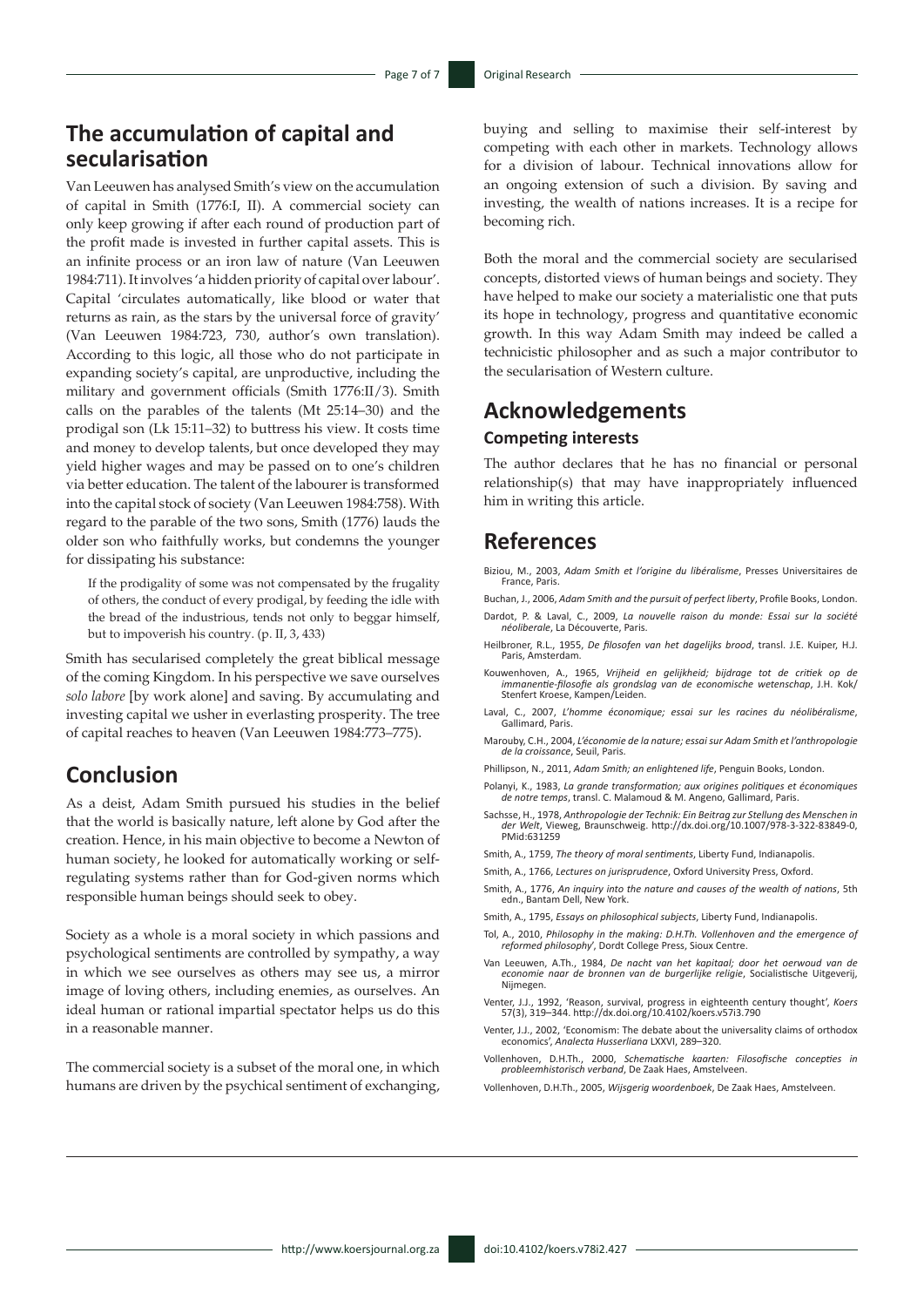## The accumulation of capital and secularisation

Van Leeuwen has analysed Smith's view on the accumulation of capital in Smith (1776:I, II). A commercial society can only keep growing if after each round of production part of the profit made is invested in further capital assets. This is an infinite process or an iron law of nature (Van Leeuwen 1984:711). It involves 'a hidden priority of capital over labour'. Capital 'circulates automatically, like blood or water that returns as rain, as the stars by the universal force of gravity' (Van Leeuwen 1984:723, 730, author's own translation). According to this logic, all those who do not participate in expanding society's capital, are unproductive, including the military and government officials (Smith 1776:II/3). Smith calls on the parables of the talents (Mt 25:14–30) and the prodigal son (Lk 15:11–32) to buttress his view. It costs time and money to develop talents, but once developed they may yield higher wages and may be passed on to one's children via better education. The talent of the labourer is transformed into the capital stock of society (Van Leeuwen 1984:758). With regard to the parable of the two sons, Smith (1776) lauds the older son who faithfully works, but condemns the younger for dissipating his substance:

> If the prodigality of some was not compensated by the frugality of others, the conduct of every prodigal, by feeding the idle with the bread of the industrious, tends not only to beggar himself, but to impoverish his country. (p. II, 3, 433)

Smith has secularised completely the great biblical message of the coming Kingdom. In his perspective we save ourselves *solo labore* [by work alone] and saving. By accumulating and investing capital we usher in everlasting prosperity. The tree of capital reaches to heaven (Van Leeuwen 1984:773–775).

## Conclusion

As a deist, Adam Smith pursued his studies in the belief that the world is basically nature, left alone by God after the creation. Hence, in his main objective to become a Newton of human society, he looked for automatically working or self-regulating systems rather than for God-given norms which responsible human beings should seek to obey.

Society as a whole is a moral society in which passions and psychological sentiments are controlled by sympathy, a way in which we see ourselves as others may see us, a mirror image of loving others, including enemies, as ourselves. An ideal human or rational impartial spectator helps us do this in a reasonable manner.

The commercial society is a subset of the moral one, in which humans are driven by the psychical sentiment of exchanging, buying and selling to maximise their self-interest by competing with each other in markets. Technology allows for a division of labour. Technical innovations allow for an ongoing extension of such a division. By saving and investing, the wealth of nations increases. It is a recipe for becoming rich.

Both the moral and the commercial society are secularised concepts, distorted views of human beings and society. They have helped to make our society a materialistic one that puts its hope in technology, progress and quantitative economic growth. In this way Adam Smith may indeed be called a technicistic philosopher and as such a major contributor to the secularisation of Western culture.

## Acknowledgements

### Competing interests

The author declares that he has no financial or personal relationship(s) that may have inappropriately influenced him in writing this article.

## References

Biziou, M., 2003, *Adam Smith et l'origine du libéralisme*, Presses Universitaires de France, Paris.

Buchan, J., 2006, *Adam Smith and the pursuit of perfect liberty*, Profile Books, London.

Dardot, P. & Laval, C., 2009, *La nouvelle raison du monde: Essai sur la société néoliberale*, La Découverte, Paris.

Heilbroner, R.L., 1955, *De filosofen van het dagelijks brood*, transl. J.E. Kuiper, H.J. Paris, Amsterdam.

Kouwenhoven, A., 1965, *Vrijheid en gelijkheid; bijdrage tot de critiek op de immanentie-filosofie als grondslag van de economische wetenschap*, J.H. Kok/ Stenfert Kroese, Kampen/Leiden.

Laval, C., 2007, *L'homme économique; essai sur les racines du néolibéralisme*, Gallimard, Paris.

Marouby, C.H., 2004, *L'économie de la nature; essai sur Adam Smith et l'anthropologie de la croissance*, Seuil, Paris.

Phillipson, N., 2011, *Adam Smith; an enlightened life*, Penguin Books, London.

Polanyi, K., 1983, *La grande transformation; aux origines politiques et économiques de notre temps*, transl. C. Malamoud & M. Angeno, Gallimard, Paris.

Sachsse, H., 1978, *Anthropologie der Technik: Ein Beitrag zur Stellung des Menschen in der Welt*, Vieweg, Braunschweig. http://dx.doi.org/10.1007/978-3-322-83849-0, PMid:631259

Smith, A., 1759, *The theory of moral sentiments*, Liberty Fund, Indianapolis.

Smith, A., 1766, *Lectures on jurisprudence*, Oxford University Press, Oxford.

Smith, A., 1776, *An inquiry into the nature and causes of the wealth of nations*, 5th edn., Bantam Dell, New York.

Smith, A., 1795, *Essays on philosophical subjects*, Liberty Fund, Indianapolis.

Tol, A., 2010, *Philosophy in the making: D.H.Th. Vollenhoven and the emergence of reformed philosophy*', Dordt College Press, Sioux Centre.

Van Leeuwen, A.Th., 1984, *De nacht van het kapitaal; door het oerwoud van de economie naar de bronnen van de burgerlijke religie*, Socialistische Uitgeverij, Nijmegen.

Venter, J.J., 1992, 'Reason, survival, progress in eighteenth century thought', *Koers* 57(3), 319–344. http://dx.doi.org/10.4102/koers.v57i3.790

Venter, J.J., 2002, 'Economism: The debate about the universality claims of orthodox economics', *Analecta Husserliana* LXXVI, 289–320.

Vollenhoven, D.H.Th., 2000, *Schematische kaarten: Filosofische concepties in probleemhistorisch verband*, De Zaak Haes, Amstelveen.

Vollenhoven, D.H.Th., 2005, *Wijsgerig woordenboek*, De Zaak Haes, Amstelveen.